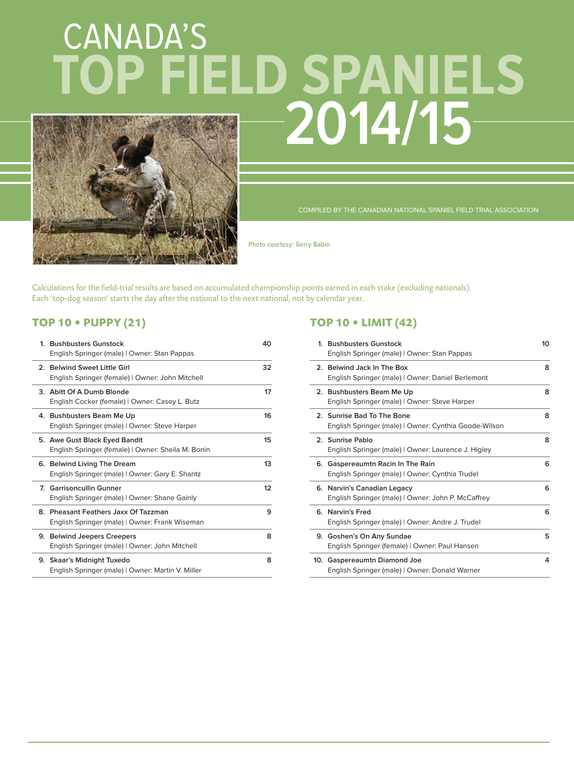# CANADA'S TOP FIELD SPANIELS 2014/15

COMPILED BY THE CANADIAN NATIONAL SPANIEL FIELD TRIAL ASSOCIATION

Photo courtesy: Gerry Babin

Calculations for the field-trial results are based on accumulated championship points earned in each stake (excluding nationals). Each 'top-dog season' starts the day after the national to the next national, not by calendar year.

## TOP 10 • PUPPY (21)

| Rank | Dog | Points |
|---|---|---|
| 1. | **Bushbusters Gunstock**<br>English Springer (male) \| Owner: Stan Pappas | 40 |
| 2. | **Belwind Sweet Little Girl**<br>English Springer (female) \| Owner: John Mitchell | 32 |
| 3. | **Abitt Of A Dumb Blonde**<br>English Cocker (female) \| Owner: Casey L. Butz | 17 |
| 4. | **Bushbusters Beam Me Up**<br>English Springer (male) \| Owner: Steve Harper | 16 |
| 5. | **Awe Gust Black Eyed Bandit**<br>English Springer (female) \| Owner: Sheila M. Bonin | 15 |
| 6. | **Belwind Living The Dream**<br>English Springer (male) \| Owner: Gary E. Shantz | 13 |
| 7. | **Garrisoncullin Gunner**<br>English Springer (male) \| Owner: Shane Gainly | 12 |
| 8. | **Pheasant Feathers Jaxx Of Tazzman**<br>English Springer (male) \| Owner: Frank Wiseman | 9 |
| 9. | **Belwind Jeepers Creepers**<br>English Springer (male) \| Owner: John Mitchell | 8 |
| 9. | **Skaar's Midnight Tuxedo**<br>English Springer (male) \| Owner: Martin V. Miller | 8 |

## TOP 10 • LIMIT (42)

| Rank | Dog | Points |
|---|---|---|
| 1. | **Bushbusters Gunstock**<br>English Springer (male) \| Owner: Stan Pappas | 10 |
| 2. | **Belwind Jack In The Box**<br>English Springer (male) \| Owner: Daniel Berlemont | 8 |
| 2. | **Bushbusters Beam Me Up**<br>English Springer (male) \| Owner: Steve Harper | 8 |
| 2. | **Sunrise Bad To The Bone**<br>English Springer (male) \| Owner: Cynthia Goode-Wilson | 8 |
| 2. | **Sunrise Pablo**<br>English Springer (male) \| Owner: Laurence J. Higley | 8 |
| 6. | **Gaspereaumtn Racin In The Rain**<br>English Springer (male) \| Owner: Cynthia Trudel | 6 |
| 6. | **Narvin's Canadian Legacy**<br>English Springer (male) \| Owner: John P. McCaffrey | 6 |
| 6. | **Narvin's Fred**<br>English Springer (male) \| Owner: Andre J. Trudel | 6 |
| 9. | **Goshen's On Any Sundae**<br>English Springer (female) \| Owner: Paul Hansen | 5 |
| 10. | **Gaspereaumtn Diamond Joe**<br>English Springer (male) \| Owner: Donald Warner | 4 |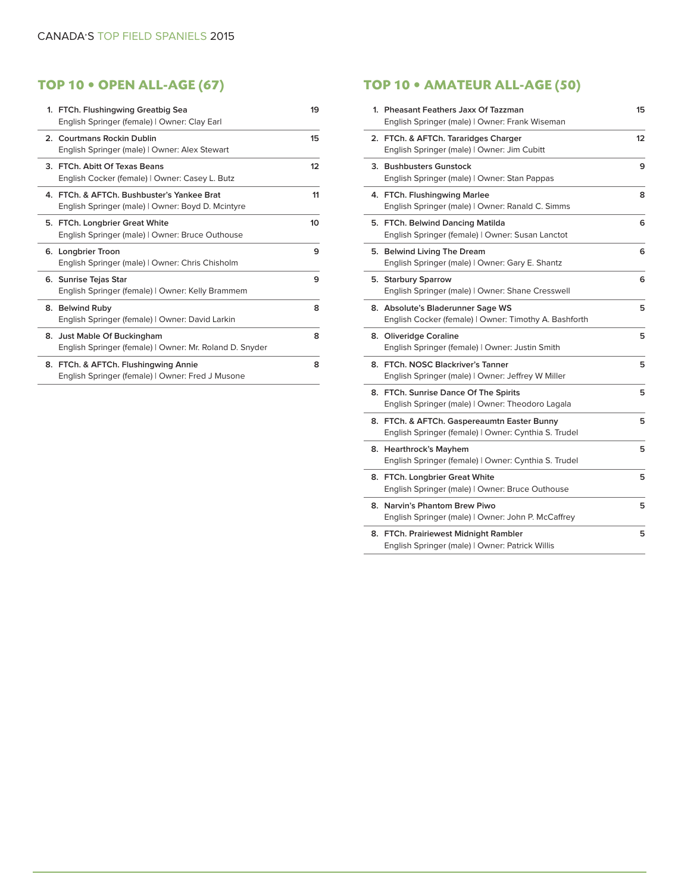CANADA'S TOP FIELD SPANIELS 2015

## TOP 10 • OPEN ALL-AGE (67)

| | | |
|---|---|---|
| 1. | **FTCh. Flushingwing Greatbig Sea**<br>English Springer (female) \| Owner: Clay Earl | 19 |
| 2. | **Courtmans Rockin Dublin**<br>English Springer (male) \| Owner: Alex Stewart | 15 |
| 3. | **FTCh. Abitt Of Texas Beans**<br>English Cocker (female) \| Owner: Casey L. Butz | 12 |
| 4. | **FTCh. & AFTCh. Bushbuster's Yankee Brat**<br>English Springer (male) \| Owner: Boyd D. Mcintyre | 11 |
| 5. | **FTCh. Longbrier Great White**<br>English Springer (male) \| Owner: Bruce Outhouse | 10 |
| 6. | **Longbrier Troon**<br>English Springer (male) \| Owner: Chris Chisholm | 9 |
| 6. | **Sunrise Tejas Star**<br>English Springer (female) \| Owner: Kelly Brammem | 9 |
| 8. | **Belwind Ruby**<br>English Springer (female) \| Owner: David Larkin | 8 |
| 8. | **Just Mable Of Buckingham**<br>English Springer (female) \| Owner: Mr. Roland D. Snyder | 8 |
| 8. | **FTCh. & AFTCh. Flushingwing Annie**<br>English Springer (female) \| Owner: Fred J Musone | 8 |

## TOP 10 • AMATEUR ALL-AGE (50)

| | | |
|---|---|---|
| 1. | **Pheasant Feathers Jaxx Of Tazzman**<br>English Springer (male) \| Owner: Frank Wiseman | 15 |
| 2. | **FTCh. & AFTCh. Tararidges Charger**<br>English Springer (male) \| Owner: Jim Cubitt | 12 |
| 3. | **Bushbusters Gunstock**<br>English Springer (male) \| Owner: Stan Pappas | 9 |
| 4. | **FTCh. Flushingwing Marlee**<br>English Springer (male) \| Owner: Ranald C. Simms | 8 |
| 5. | **FTCh. Belwind Dancing Matilda**<br>English Springer (female) \| Owner: Susan Lanctot | 6 |
| 5. | **Belwind Living The Dream**<br>English Springer (male) \| Owner: Gary E. Shantz | 6 |
| 5. | **Starbury Sparrow**<br>English Springer (male) \| Owner: Shane Cresswell | 6 |
| 8. | **Absolute's Bladerunner Sage WS**<br>English Cocker (female) \| Owner: Timothy A. Bashforth | 5 |
| 8. | **Oliveridge Coraline**<br>English Springer (female) \| Owner: Justin Smith | 5 |
| 8. | **FTCh. NOSC Blackriver's Tanner**<br>English Springer (male) \| Owner: Jeffrey W Miller | 5 |
| 8. | **FTCh. Sunrise Dance Of The Spirits**<br>English Springer (male) \| Owner: Theodoro Lagala | 5 |
| 8. | **FTCh. & AFTCh. Gaspereaumtn Easter Bunny**<br>English Springer (female) \| Owner: Cynthia S. Trudel | 5 |
| 8. | **Hearthrock's Mayhem**<br>English Springer (female) \| Owner: Cynthia S. Trudel | 5 |
| 8. | **FTCh. Longbrier Great White**<br>English Springer (male) \| Owner: Bruce Outhouse | 5 |
| 8. | **Narvin's Phantom Brew Piwo**<br>English Springer (male) \| Owner: John P. McCaffrey | 5 |
| 8. | **FTCh. Prairiewest Midnight Rambler**<br>English Springer (male) \| Owner: Patrick Willis | 5 |